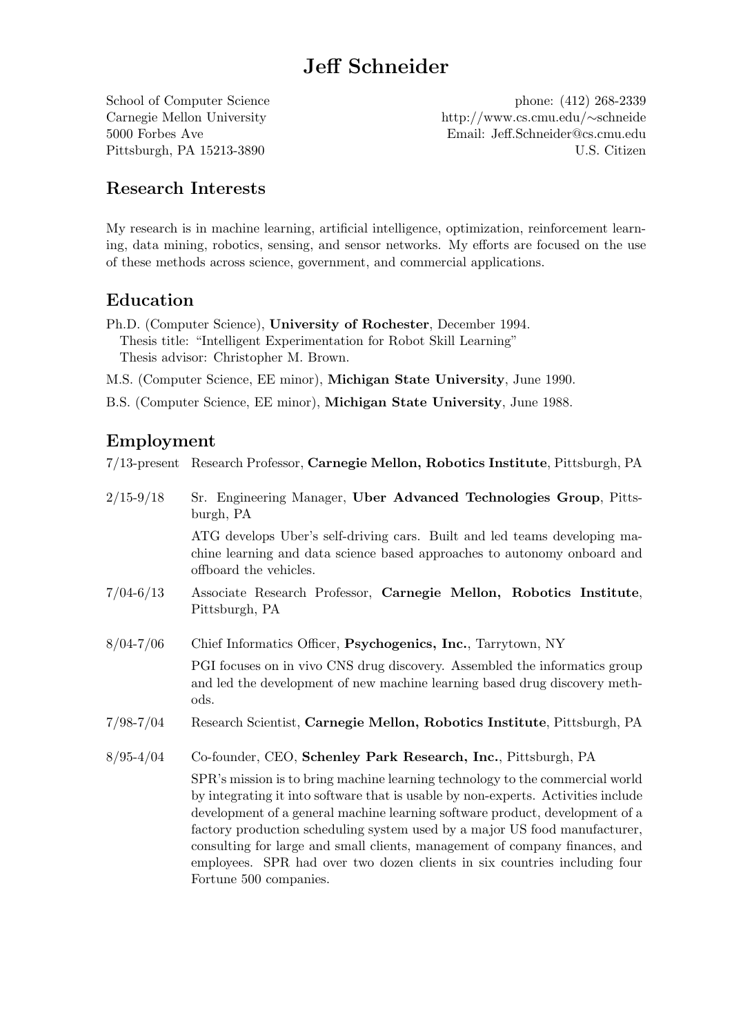# Jeff Schneider

School of Computer Science
Carnegie Mellon University
5000 Forbes Ave
Pittsburgh, PA 15213-3890

phone: (412) 268-2339
http://www.cs.cmu.edu/∼schneide
Email: Jeff.Schneider@cs.cmu.edu
U.S. Citizen

## Research Interests

My research is in machine learning, artificial intelligence, optimization, reinforcement learning, data mining, robotics, sensing, and sensor networks. My efforts are focused on the use of these methods across science, government, and commercial applications.

## Education

Ph.D. (Computer Science), **University of Rochester**, December 1994.
Thesis title: "Intelligent Experimentation for Robot Skill Learning"
Thesis advisor: Christopher M. Brown.

M.S. (Computer Science, EE minor), **Michigan State University**, June 1990.

B.S. (Computer Science, EE minor), **Michigan State University**, June 1988.

## Employment

7/13-present Research Professor, **Carnegie Mellon, Robotics Institute**, Pittsburgh, PA

2/15-9/18 Sr. Engineering Manager, **Uber Advanced Technologies Group**, Pittsburgh, PA

ATG develops Uber's self-driving cars. Built and led teams developing machine learning and data science based approaches to autonomy onboard and offboard the vehicles.

7/04-6/13 Associate Research Professor, **Carnegie Mellon, Robotics Institute**, Pittsburgh, PA

8/04-7/06 Chief Informatics Officer, **Psychogenics, Inc.**, Tarrytown, NY

PGI focuses on in vivo CNS drug discovery. Assembled the informatics group and led the development of new machine learning based drug discovery methods.

7/98-7/04 Research Scientist, **Carnegie Mellon, Robotics Institute**, Pittsburgh, PA

8/95-4/04 Co-founder, CEO, **Schenley Park Research, Inc.**, Pittsburgh, PA

SPR's mission is to bring machine learning technology to the commercial world by integrating it into software that is usable by non-experts. Activities include development of a general machine learning software product, development of a factory production scheduling system used by a major US food manufacturer, consulting for large and small clients, management of company finances, and employees. SPR had over two dozen clients in six countries including four Fortune 500 companies.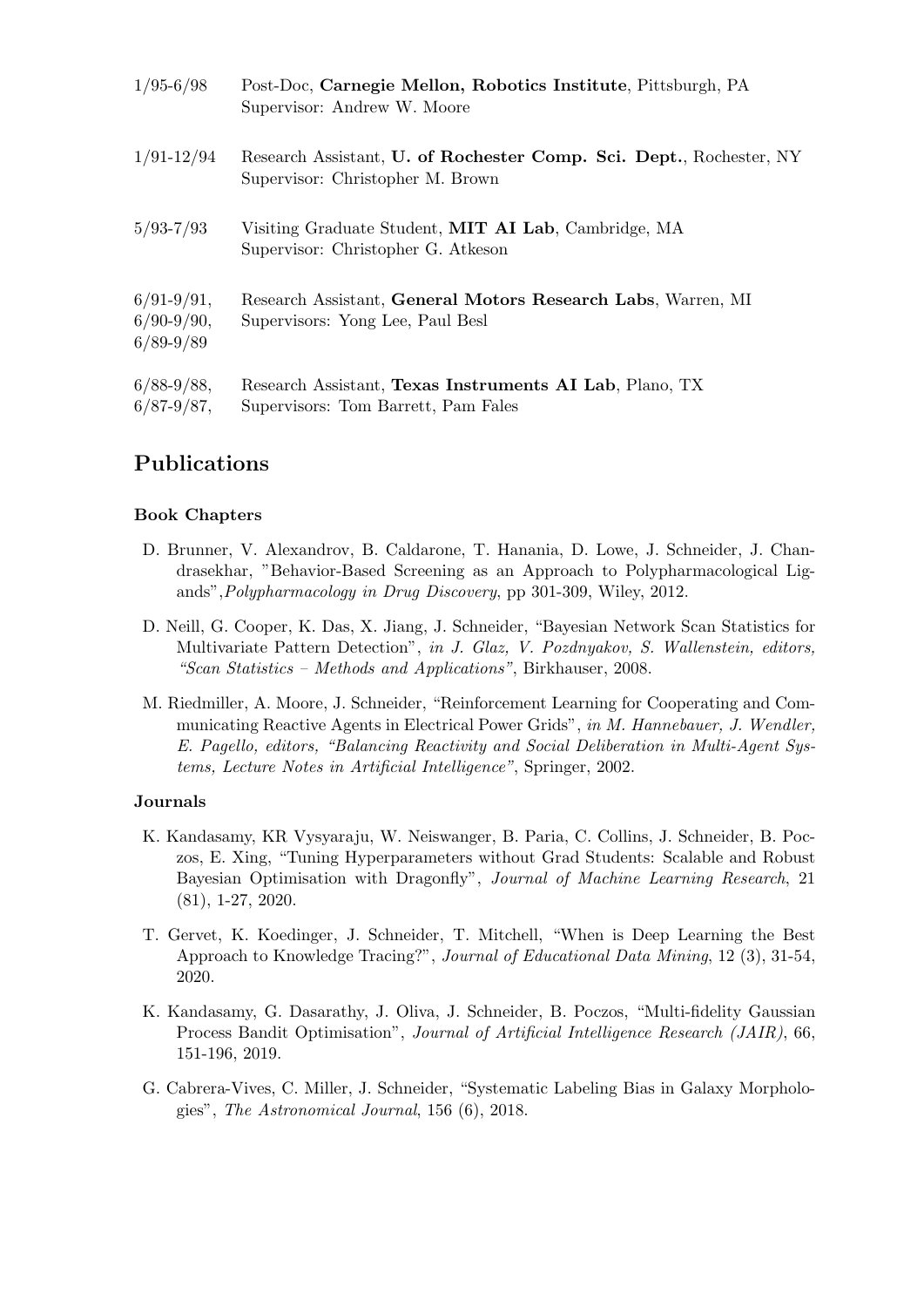1/95-6/98 Post-Doc, **Carnegie Mellon, Robotics Institute**, Pittsburgh, PA
Supervisor: Andrew W. Moore

1/91-12/94 Research Assistant, **U. of Rochester Comp. Sci. Dept.**, Rochester, NY
Supervisor: Christopher M. Brown

5/93-7/93 Visiting Graduate Student, **MIT AI Lab**, Cambridge, MA
Supervisor: Christopher G. Atkeson

6/91-9/91, 6/90-9/90, 6/89-9/89 Research Assistant, **General Motors Research Labs**, Warren, MI
Supervisors: Yong Lee, Paul Besl

6/88-9/88, 6/87-9/87, Research Assistant, **Texas Instruments AI Lab**, Plano, TX
Supervisors: Tom Barrett, Pam Fales

## Publications

### Book Chapters

D. Brunner, V. Alexandrov, B. Caldarone, T. Hanania, D. Lowe, J. Schneider, J. Chandrasekhar, "Behavior-Based Screening as an Approach to Polypharmacological Ligands",*Polypharmacology in Drug Discovery*, pp 301-309, Wiley, 2012.

D. Neill, G. Cooper, K. Das, X. Jiang, J. Schneider, "Bayesian Network Scan Statistics for Multivariate Pattern Detection", *in J. Glaz, V. Pozdnyakov, S. Wallenstein, editors, "Scan Statistics – Methods and Applications"*, Birkhauser, 2008.

M. Riedmiller, A. Moore, J. Schneider, "Reinforcement Learning for Cooperating and Communicating Reactive Agents in Electrical Power Grids", *in M. Hannebauer, J. Wendler, E. Pagello, editors, "Balancing Reactivity and Social Deliberation in Multi-Agent Systems, Lecture Notes in Artificial Intelligence"*, Springer, 2002.

### Journals

K. Kandasamy, KR Vysyaraju, W. Neiswanger, B. Paria, C. Collins, J. Schneider, B. Poczos, E. Xing, "Tuning Hyperparameters without Grad Students: Scalable and Robust Bayesian Optimisation with Dragonfly", *Journal of Machine Learning Research*, 21 (81), 1-27, 2020.

T. Gervet, K. Koedinger, J. Schneider, T. Mitchell, "When is Deep Learning the Best Approach to Knowledge Tracing?", *Journal of Educational Data Mining*, 12 (3), 31-54, 2020.

K. Kandasamy, G. Dasarathy, J. Oliva, J. Schneider, B. Poczos, "Multi-fidelity Gaussian Process Bandit Optimisation", *Journal of Artificial Intelligence Research (JAIR)*, 66, 151-196, 2019.

G. Cabrera-Vives, C. Miller, J. Schneider, "Systematic Labeling Bias in Galaxy Morphologies", *The Astronomical Journal*, 156 (6), 2018.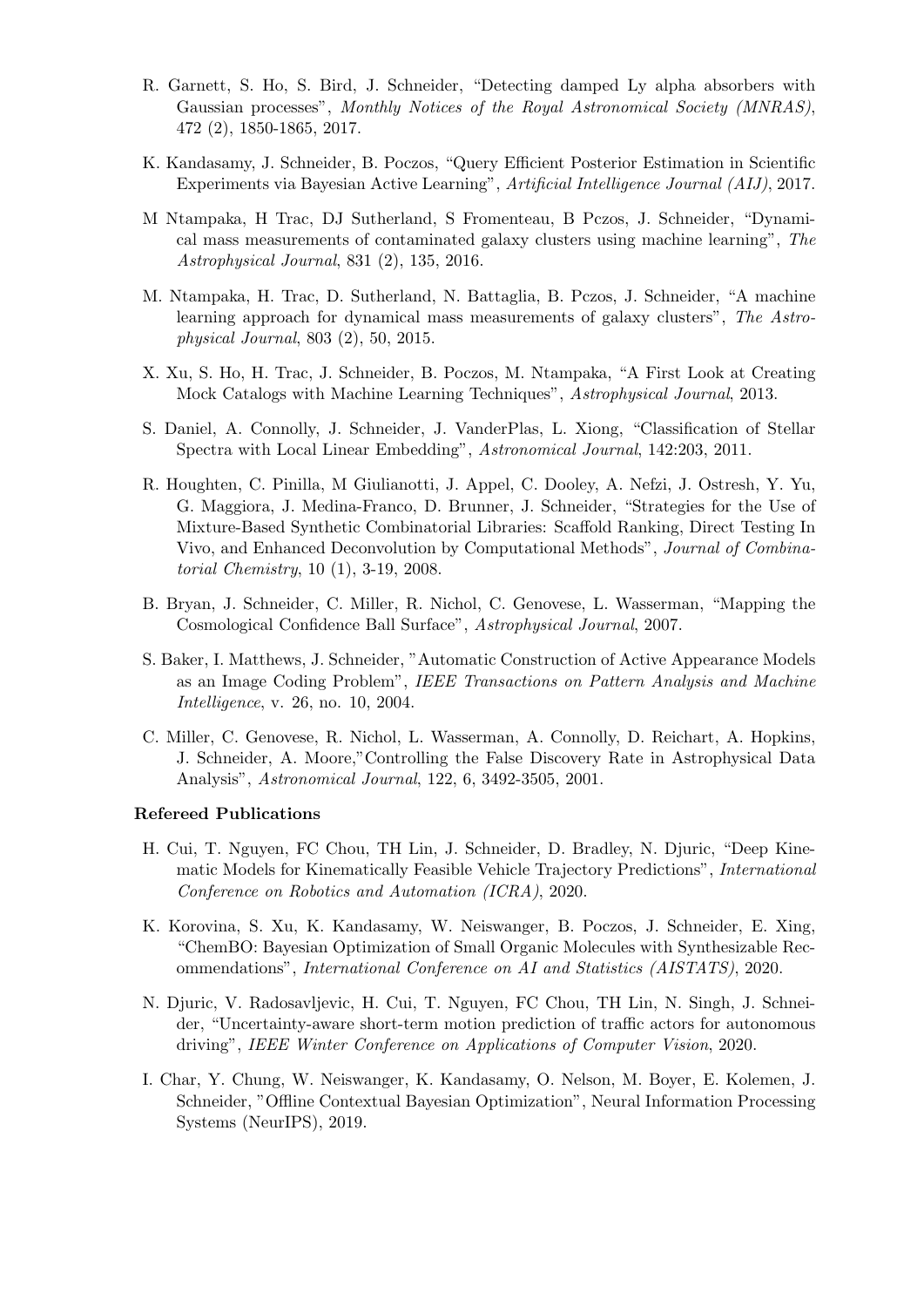R. Garnett, S. Ho, S. Bird, J. Schneider, "Detecting damped Ly alpha absorbers with Gaussian processes", *Monthly Notices of the Royal Astronomical Society (MNRAS)*, 472 (2), 1850-1865, 2017.

K. Kandasamy, J. Schneider, B. Poczos, "Query Efficient Posterior Estimation in Scientific Experiments via Bayesian Active Learning", *Artificial Intelligence Journal (AIJ)*, 2017.

M Ntampaka, H Trac, DJ Sutherland, S Fromenteau, B Pczos, J. Schneider, "Dynamical mass measurements of contaminated galaxy clusters using machine learning", *The Astrophysical Journal*, 831 (2), 135, 2016.

M. Ntampaka, H. Trac, D. Sutherland, N. Battaglia, B. Pczos, J. Schneider, "A machine learning approach for dynamical mass measurements of galaxy clusters", *The Astrophysical Journal*, 803 (2), 50, 2015.

X. Xu, S. Ho, H. Trac, J. Schneider, B. Poczos, M. Ntampaka, "A First Look at Creating Mock Catalogs with Machine Learning Techniques", *Astrophysical Journal*, 2013.

S. Daniel, A. Connolly, J. Schneider, J. VanderPlas, L. Xiong, "Classification of Stellar Spectra with Local Linear Embedding", *Astronomical Journal*, 142:203, 2011.

R. Houghten, C. Pinilla, M Giulianotti, J. Appel, C. Dooley, A. Nefzi, J. Ostresh, Y. Yu, G. Maggiora, J. Medina-Franco, D. Brunner, J. Schneider, "Strategies for the Use of Mixture-Based Synthetic Combinatorial Libraries: Scaffold Ranking, Direct Testing In Vivo, and Enhanced Deconvolution by Computational Methods", *Journal of Combinatorial Chemistry*, 10 (1), 3-19, 2008.

B. Bryan, J. Schneider, C. Miller, R. Nichol, C. Genovese, L. Wasserman, "Mapping the Cosmological Confidence Ball Surface", *Astrophysical Journal*, 2007.

S. Baker, I. Matthews, J. Schneider, "Automatic Construction of Active Appearance Models as an Image Coding Problem", *IEEE Transactions on Pattern Analysis and Machine Intelligence*, v. 26, no. 10, 2004.

C. Miller, C. Genovese, R. Nichol, L. Wasserman, A. Connolly, D. Reichart, A. Hopkins, J. Schneider, A. Moore,"Controlling the False Discovery Rate in Astrophysical Data Analysis", *Astronomical Journal*, 122, 6, 3492-3505, 2001.

### Refereed Publications

H. Cui, T. Nguyen, FC Chou, TH Lin, J. Schneider, D. Bradley, N. Djuric, "Deep Kinematic Models for Kinematically Feasible Vehicle Trajectory Predictions", *International Conference on Robotics and Automation (ICRA)*, 2020.

K. Korovina, S. Xu, K. Kandasamy, W. Neiswanger, B. Poczos, J. Schneider, E. Xing, "ChemBO: Bayesian Optimization of Small Organic Molecules with Synthesizable Recommendations", *International Conference on AI and Statistics (AISTATS)*, 2020.

N. Djuric, V. Radosavljevic, H. Cui, T. Nguyen, FC Chou, TH Lin, N. Singh, J. Schneider, "Uncertainty-aware short-term motion prediction of traffic actors for autonomous driving", *IEEE Winter Conference on Applications of Computer Vision*, 2020.

I. Char, Y. Chung, W. Neiswanger, K. Kandasamy, O. Nelson, M. Boyer, E. Kolemen, J. Schneider, "Offline Contextual Bayesian Optimization", Neural Information Processing Systems (NeurIPS), 2019.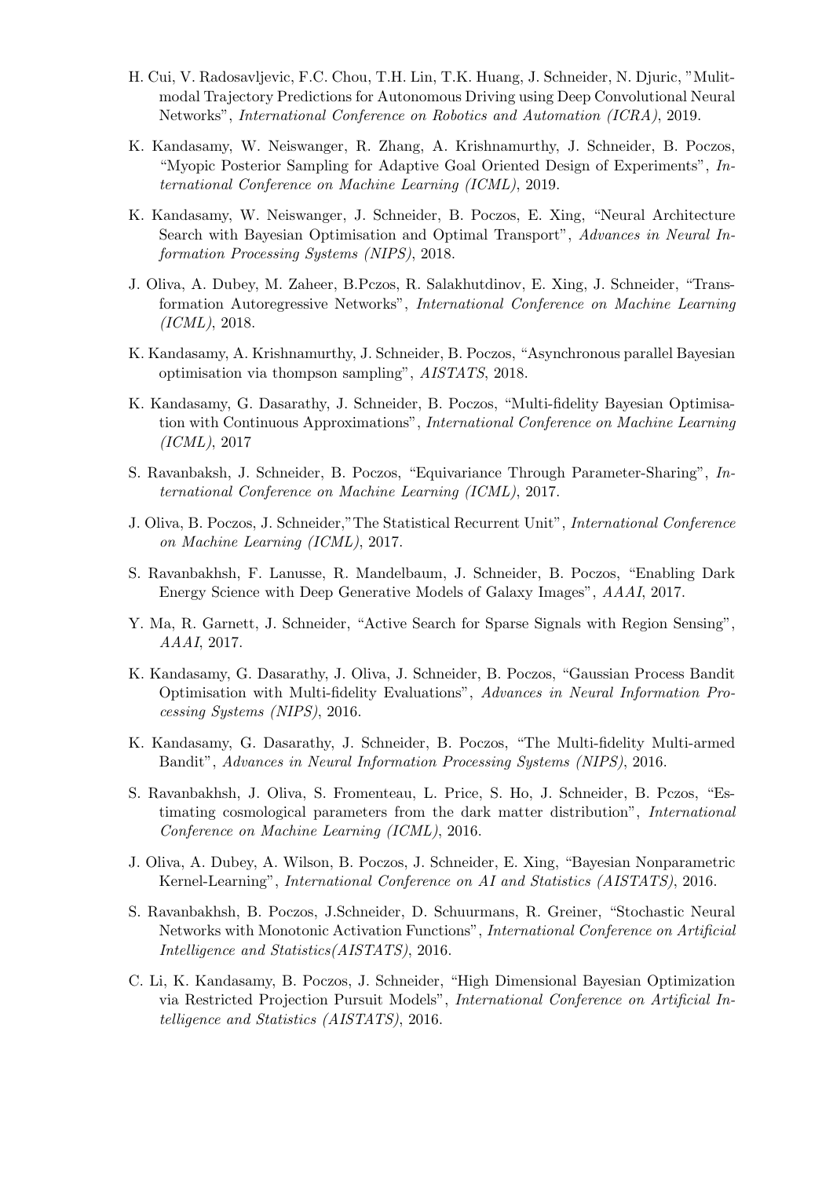H. Cui, V. Radosavljevic, F.C. Chou, T.H. Lin, T.K. Huang, J. Schneider, N. Djuric, "Mulitmodal Trajectory Predictions for Autonomous Driving using Deep Convolutional Neural Networks", *International Conference on Robotics and Automation (ICRA)*, 2019.

K. Kandasamy, W. Neiswanger, R. Zhang, A. Krishnamurthy, J. Schneider, B. Poczos, "Myopic Posterior Sampling for Adaptive Goal Oriented Design of Experiments", *International Conference on Machine Learning (ICML)*, 2019.

K. Kandasamy, W. Neiswanger, J. Schneider, B. Poczos, E. Xing, "Neural Architecture Search with Bayesian Optimisation and Optimal Transport", *Advances in Neural Information Processing Systems (NIPS)*, 2018.

J. Oliva, A. Dubey, M. Zaheer, B.Pczos, R. Salakhutdinov, E. Xing, J. Schneider, "Transformation Autoregressive Networks", *International Conference on Machine Learning (ICML)*, 2018.

K. Kandasamy, A. Krishnamurthy, J. Schneider, B. Poczos, "Asynchronous parallel Bayesian optimisation via thompson sampling", *AISTATS*, 2018.

K. Kandasamy, G. Dasarathy, J. Schneider, B. Poczos, "Multi-fidelity Bayesian Optimisation with Continuous Approximations", *International Conference on Machine Learning (ICML)*, 2017

S. Ravanbaksh, J. Schneider, B. Poczos, "Equivariance Through Parameter-Sharing", *International Conference on Machine Learning (ICML)*, 2017.

J. Oliva, B. Poczos, J. Schneider,"The Statistical Recurrent Unit", *International Conference on Machine Learning (ICML)*, 2017.

S. Ravanbakhsh, F. Lanusse, R. Mandelbaum, J. Schneider, B. Poczos, "Enabling Dark Energy Science with Deep Generative Models of Galaxy Images", *AAAI*, 2017.

Y. Ma, R. Garnett, J. Schneider, "Active Search for Sparse Signals with Region Sensing", *AAAI*, 2017.

K. Kandasamy, G. Dasarathy, J. Oliva, J. Schneider, B. Poczos, "Gaussian Process Bandit Optimisation with Multi-fidelity Evaluations", *Advances in Neural Information Processing Systems (NIPS)*, 2016.

K. Kandasamy, G. Dasarathy, J. Schneider, B. Poczos, "The Multi-fidelity Multi-armed Bandit", *Advances in Neural Information Processing Systems (NIPS)*, 2016.

S. Ravanbakhsh, J. Oliva, S. Fromenteau, L. Price, S. Ho, J. Schneider, B. Pczos, "Estimating cosmological parameters from the dark matter distribution", *International Conference on Machine Learning (ICML)*, 2016.

J. Oliva, A. Dubey, A. Wilson, B. Poczos, J. Schneider, E. Xing, "Bayesian Nonparametric Kernel-Learning", *International Conference on AI and Statistics (AISTATS)*, 2016.

S. Ravanbakhsh, B. Poczos, J.Schneider, D. Schuurmans, R. Greiner, "Stochastic Neural Networks with Monotonic Activation Functions", *International Conference on Artificial Intelligence and Statistics(AISTATS)*, 2016.

C. Li, K. Kandasamy, B. Poczos, J. Schneider, "High Dimensional Bayesian Optimization via Restricted Projection Pursuit Models", *International Conference on Artificial Intelligence and Statistics (AISTATS)*, 2016.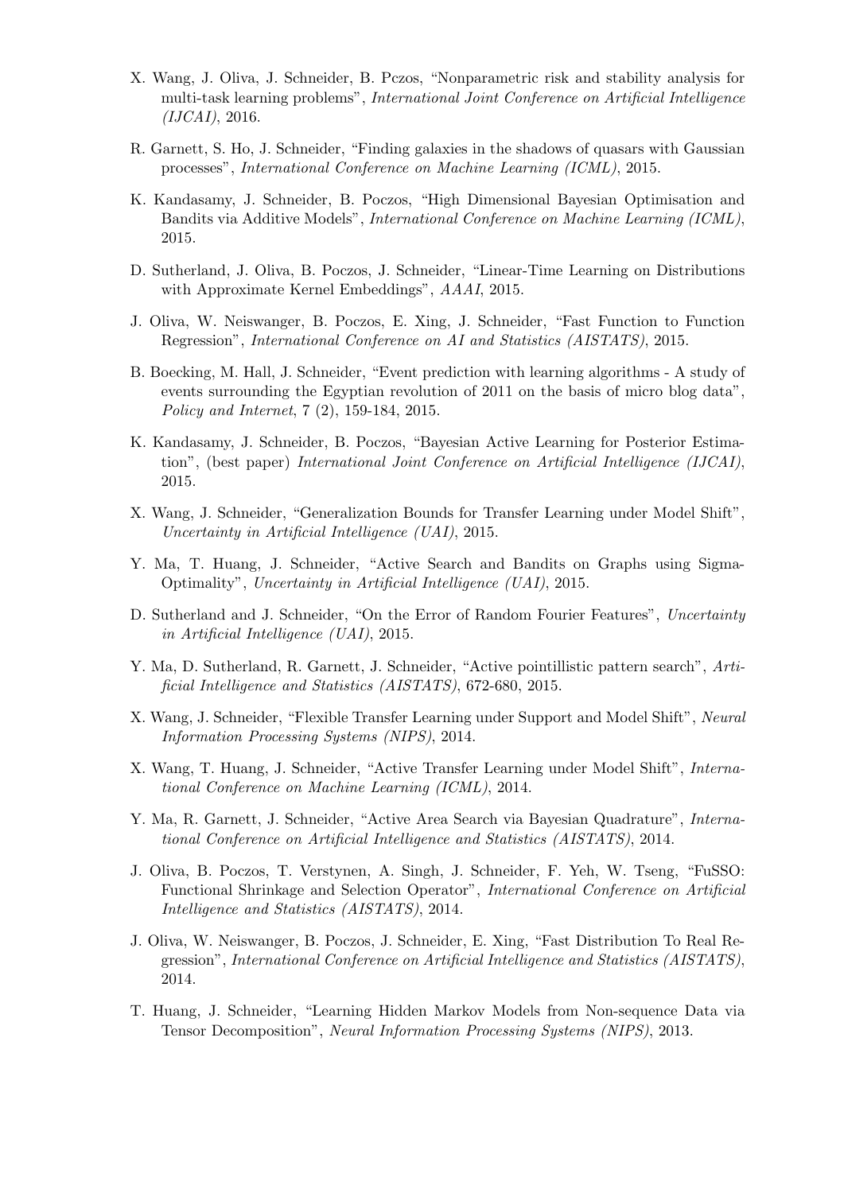X. Wang, J. Oliva, J. Schneider, B. Pczos, "Nonparametric risk and stability analysis for multi-task learning problems", *International Joint Conference on Artificial Intelligence (IJCAI)*, 2016.

R. Garnett, S. Ho, J. Schneider, "Finding galaxies in the shadows of quasars with Gaussian processes", *International Conference on Machine Learning (ICML)*, 2015.

K. Kandasamy, J. Schneider, B. Poczos, "High Dimensional Bayesian Optimisation and Bandits via Additive Models", *International Conference on Machine Learning (ICML)*, 2015.

D. Sutherland, J. Oliva, B. Poczos, J. Schneider, "Linear-Time Learning on Distributions with Approximate Kernel Embeddings", *AAAI*, 2015.

J. Oliva, W. Neiswanger, B. Poczos, E. Xing, J. Schneider, "Fast Function to Function Regression", *International Conference on AI and Statistics (AISTATS)*, 2015.

B. Boecking, M. Hall, J. Schneider, "Event prediction with learning algorithms - A study of events surrounding the Egyptian revolution of 2011 on the basis of micro blog data", *Policy and Internet*, 7 (2), 159-184, 2015.

K. Kandasamy, J. Schneider, B. Poczos, "Bayesian Active Learning for Posterior Estimation", (best paper) *International Joint Conference on Artificial Intelligence (IJCAI)*, 2015.

X. Wang, J. Schneider, "Generalization Bounds for Transfer Learning under Model Shift", *Uncertainty in Artificial Intelligence (UAI)*, 2015.

Y. Ma, T. Huang, J. Schneider, "Active Search and Bandits on Graphs using Sigma-Optimality", *Uncertainty in Artificial Intelligence (UAI)*, 2015.

D. Sutherland and J. Schneider, "On the Error of Random Fourier Features", *Uncertainty in Artificial Intelligence (UAI)*, 2015.

Y. Ma, D. Sutherland, R. Garnett, J. Schneider, "Active pointillistic pattern search", *Artificial Intelligence and Statistics (AISTATS)*, 672-680, 2015.

X. Wang, J. Schneider, "Flexible Transfer Learning under Support and Model Shift", *Neural Information Processing Systems (NIPS)*, 2014.

X. Wang, T. Huang, J. Schneider, "Active Transfer Learning under Model Shift", *International Conference on Machine Learning (ICML)*, 2014.

Y. Ma, R. Garnett, J. Schneider, "Active Area Search via Bayesian Quadrature", *International Conference on Artificial Intelligence and Statistics (AISTATS)*, 2014.

J. Oliva, B. Poczos, T. Verstynen, A. Singh, J. Schneider, F. Yeh, W. Tseng, "FuSSO: Functional Shrinkage and Selection Operator", *International Conference on Artificial Intelligence and Statistics (AISTATS)*, 2014.

J. Oliva, W. Neiswanger, B. Poczos, J. Schneider, E. Xing, "Fast Distribution To Real Regression", *International Conference on Artificial Intelligence and Statistics (AISTATS)*, 2014.

T. Huang, J. Schneider, "Learning Hidden Markov Models from Non-sequence Data via Tensor Decomposition", *Neural Information Processing Systems (NIPS)*, 2013.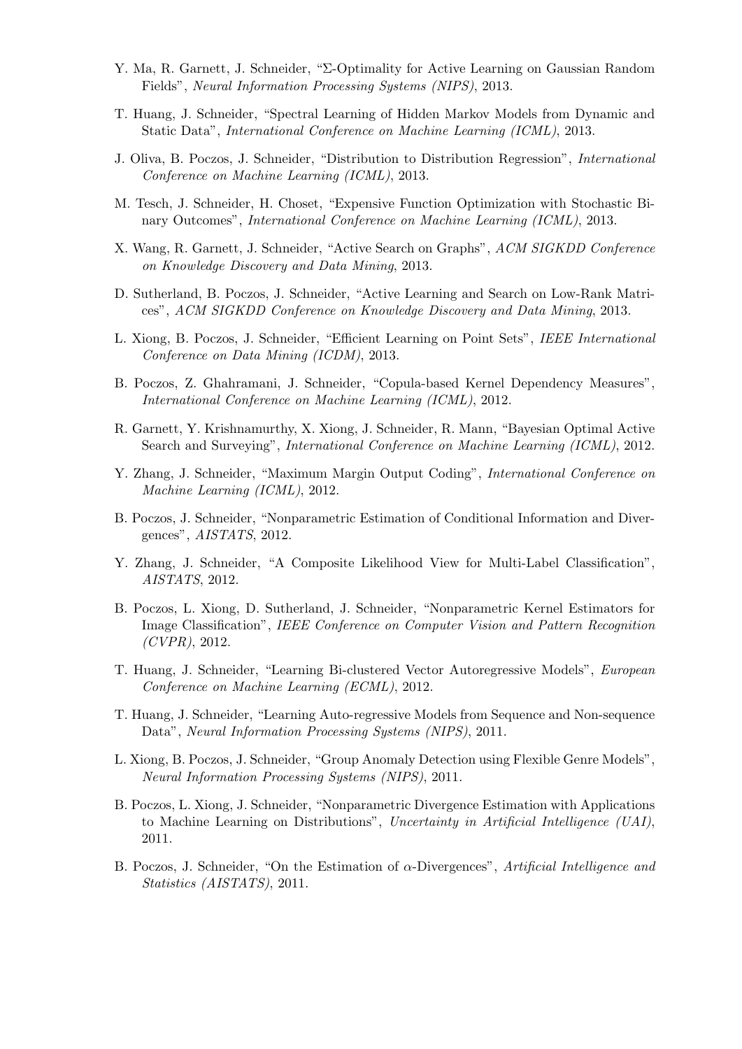Y. Ma, R. Garnett, J. Schneider, "$\Sigma$-Optimality for Active Learning on Gaussian Random Fields", *Neural Information Processing Systems (NIPS)*, 2013.

T. Huang, J. Schneider, "Spectral Learning of Hidden Markov Models from Dynamic and Static Data", *International Conference on Machine Learning (ICML)*, 2013.

J. Oliva, B. Poczos, J. Schneider, "Distribution to Distribution Regression", *International Conference on Machine Learning (ICML)*, 2013.

M. Tesch, J. Schneider, H. Choset, "Expensive Function Optimization with Stochastic Binary Outcomes", *International Conference on Machine Learning (ICML)*, 2013.

X. Wang, R. Garnett, J. Schneider, "Active Search on Graphs", *ACM SIGKDD Conference on Knowledge Discovery and Data Mining*, 2013.

D. Sutherland, B. Poczos, J. Schneider, "Active Learning and Search on Low-Rank Matrices", *ACM SIGKDD Conference on Knowledge Discovery and Data Mining*, 2013.

L. Xiong, B. Poczos, J. Schneider, "Efficient Learning on Point Sets", *IEEE International Conference on Data Mining (ICDM)*, 2013.

B. Poczos, Z. Ghahramani, J. Schneider, "Copula-based Kernel Dependency Measures", *International Conference on Machine Learning (ICML)*, 2012.

R. Garnett, Y. Krishnamurthy, X. Xiong, J. Schneider, R. Mann, "Bayesian Optimal Active Search and Surveying", *International Conference on Machine Learning (ICML)*, 2012.

Y. Zhang, J. Schneider, "Maximum Margin Output Coding", *International Conference on Machine Learning (ICML)*, 2012.

B. Poczos, J. Schneider, "Nonparametric Estimation of Conditional Information and Divergences", *AISTATS*, 2012.

Y. Zhang, J. Schneider, "A Composite Likelihood View for Multi-Label Classification", *AISTATS*, 2012.

B. Poczos, L. Xiong, D. Sutherland, J. Schneider, "Nonparametric Kernel Estimators for Image Classification", *IEEE Conference on Computer Vision and Pattern Recognition (CVPR)*, 2012.

T. Huang, J. Schneider, "Learning Bi-clustered Vector Autoregressive Models", *European Conference on Machine Learning (ECML)*, 2012.

T. Huang, J. Schneider, "Learning Auto-regressive Models from Sequence and Non-sequence Data", *Neural Information Processing Systems (NIPS)*, 2011.

L. Xiong, B. Poczos, J. Schneider, "Group Anomaly Detection using Flexible Genre Models", *Neural Information Processing Systems (NIPS)*, 2011.

B. Poczos, L. Xiong, J. Schneider, "Nonparametric Divergence Estimation with Applications to Machine Learning on Distributions", *Uncertainty in Artificial Intelligence (UAI)*, 2011.

B. Poczos, J. Schneider, "On the Estimation of $\alpha$-Divergences", *Artificial Intelligence and Statistics (AISTATS)*, 2011.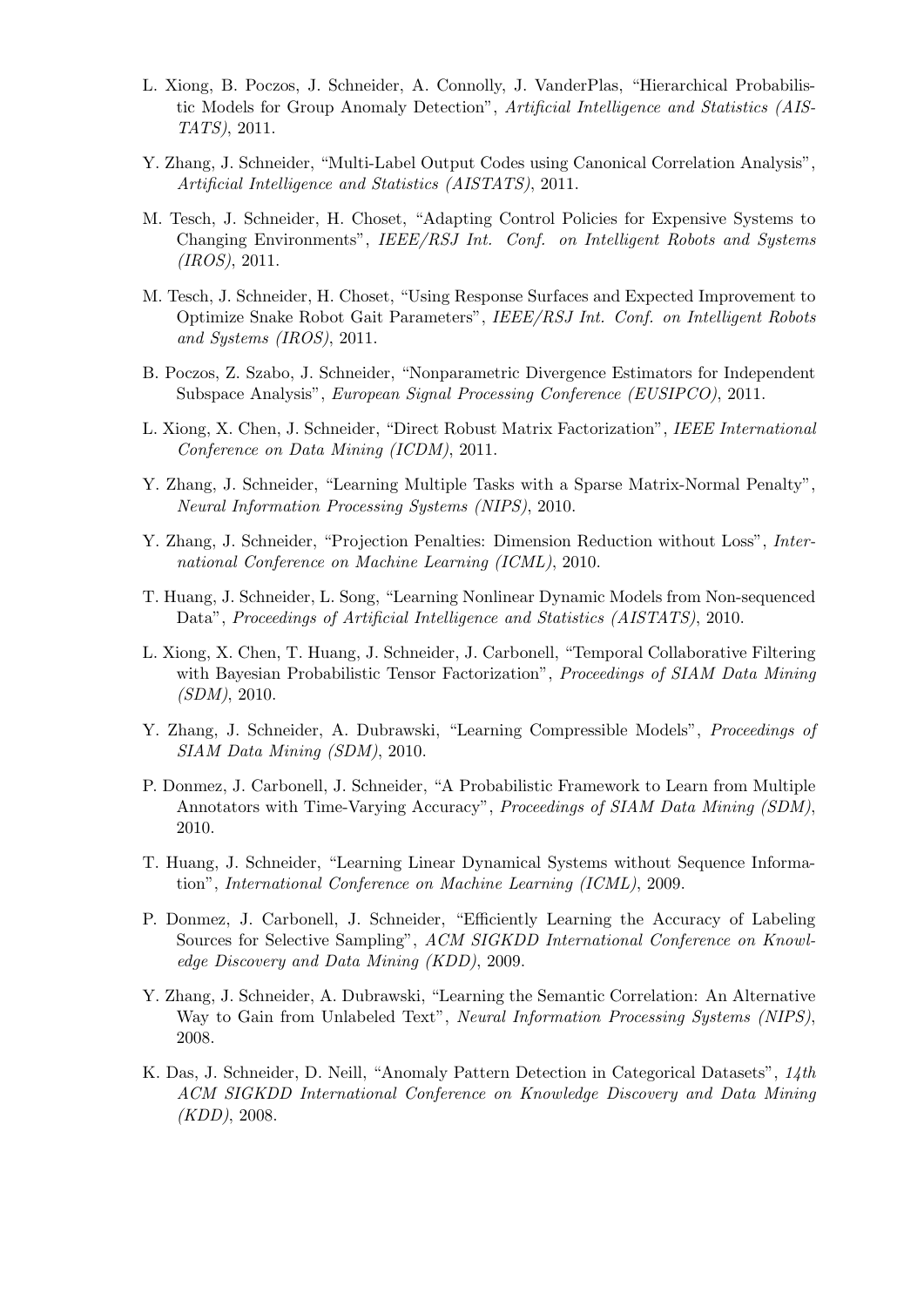L. Xiong, B. Poczos, J. Schneider, A. Connolly, J. VanderPlas, "Hierarchical Probabilistic Models for Group Anomaly Detection", *Artificial Intelligence and Statistics (AISTATS)*, 2011.

Y. Zhang, J. Schneider, "Multi-Label Output Codes using Canonical Correlation Analysis", *Artificial Intelligence and Statistics (AISTATS)*, 2011.

M. Tesch, J. Schneider, H. Choset, "Adapting Control Policies for Expensive Systems to Changing Environments", *IEEE/RSJ Int. Conf. on Intelligent Robots and Systems (IROS)*, 2011.

M. Tesch, J. Schneider, H. Choset, "Using Response Surfaces and Expected Improvement to Optimize Snake Robot Gait Parameters", *IEEE/RSJ Int. Conf. on Intelligent Robots and Systems (IROS)*, 2011.

B. Poczos, Z. Szabo, J. Schneider, "Nonparametric Divergence Estimators for Independent Subspace Analysis", *European Signal Processing Conference (EUSIPCO)*, 2011.

L. Xiong, X. Chen, J. Schneider, "Direct Robust Matrix Factorization", *IEEE International Conference on Data Mining (ICDM)*, 2011.

Y. Zhang, J. Schneider, "Learning Multiple Tasks with a Sparse Matrix-Normal Penalty", *Neural Information Processing Systems (NIPS)*, 2010.

Y. Zhang, J. Schneider, "Projection Penalties: Dimension Reduction without Loss", *International Conference on Machine Learning (ICML)*, 2010.

T. Huang, J. Schneider, L. Song, "Learning Nonlinear Dynamic Models from Non-sequenced Data", *Proceedings of Artificial Intelligence and Statistics (AISTATS)*, 2010.

L. Xiong, X. Chen, T. Huang, J. Schneider, J. Carbonell, "Temporal Collaborative Filtering with Bayesian Probabilistic Tensor Factorization", *Proceedings of SIAM Data Mining (SDM)*, 2010.

Y. Zhang, J. Schneider, A. Dubrawski, "Learning Compressible Models", *Proceedings of SIAM Data Mining (SDM)*, 2010.

P. Donmez, J. Carbonell, J. Schneider, "A Probabilistic Framework to Learn from Multiple Annotators with Time-Varying Accuracy", *Proceedings of SIAM Data Mining (SDM)*, 2010.

T. Huang, J. Schneider, "Learning Linear Dynamical Systems without Sequence Information", *International Conference on Machine Learning (ICML)*, 2009.

P. Donmez, J. Carbonell, J. Schneider, "Efficiently Learning the Accuracy of Labeling Sources for Selective Sampling", *ACM SIGKDD International Conference on Knowledge Discovery and Data Mining (KDD)*, 2009.

Y. Zhang, J. Schneider, A. Dubrawski, "Learning the Semantic Correlation: An Alternative Way to Gain from Unlabeled Text", *Neural Information Processing Systems (NIPS)*, 2008.

K. Das, J. Schneider, D. Neill, "Anomaly Pattern Detection in Categorical Datasets", *14th ACM SIGKDD International Conference on Knowledge Discovery and Data Mining (KDD)*, 2008.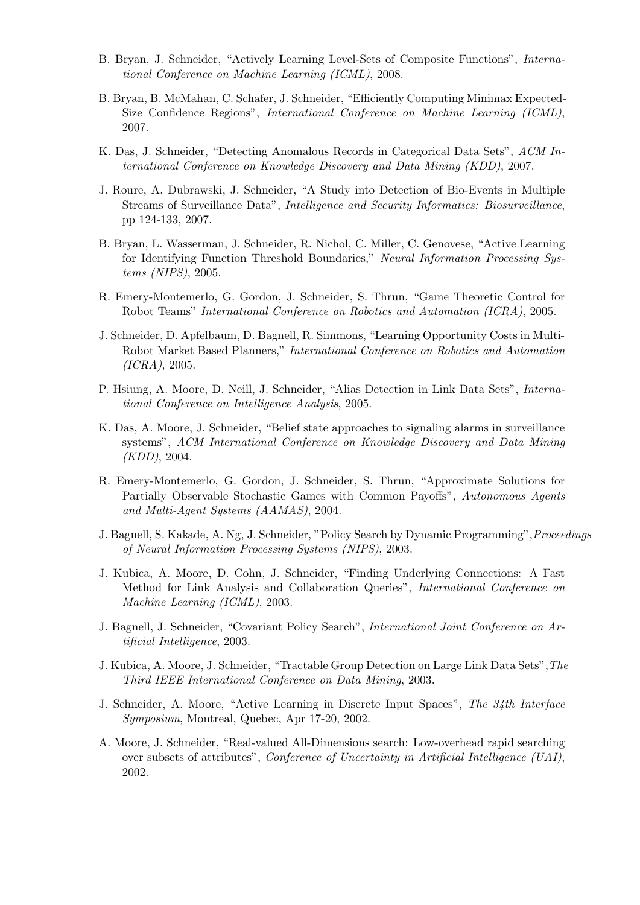B. Bryan, J. Schneider, "Actively Learning Level-Sets of Composite Functions", *International Conference on Machine Learning (ICML)*, 2008.

B. Bryan, B. McMahan, C. Schafer, J. Schneider, "Efficiently Computing Minimax Expected-Size Confidence Regions", *International Conference on Machine Learning (ICML)*, 2007.

K. Das, J. Schneider, "Detecting Anomalous Records in Categorical Data Sets", *ACM International Conference on Knowledge Discovery and Data Mining (KDD)*, 2007.

J. Roure, A. Dubrawski, J. Schneider, "A Study into Detection of Bio-Events in Multiple Streams of Surveillance Data", *Intelligence and Security Informatics: Biosurveillance*, pp 124-133, 2007.

B. Bryan, L. Wasserman, J. Schneider, R. Nichol, C. Miller, C. Genovese, "Active Learning for Identifying Function Threshold Boundaries," *Neural Information Processing Systems (NIPS)*, 2005.

R. Emery-Montemerlo, G. Gordon, J. Schneider, S. Thrun, "Game Theoretic Control for Robot Teams" *International Conference on Robotics and Automation (ICRA)*, 2005.

J. Schneider, D. Apfelbaum, D. Bagnell, R. Simmons, "Learning Opportunity Costs in Multi-Robot Market Based Planners," *International Conference on Robotics and Automation (ICRA)*, 2005.

P. Hsiung, A. Moore, D. Neill, J. Schneider, "Alias Detection in Link Data Sets", *International Conference on Intelligence Analysis*, 2005.

K. Das, A. Moore, J. Schneider, "Belief state approaches to signaling alarms in surveillance systems", *ACM International Conference on Knowledge Discovery and Data Mining (KDD)*, 2004.

R. Emery-Montemerlo, G. Gordon, J. Schneider, S. Thrun, "Approximate Solutions for Partially Observable Stochastic Games with Common Payoffs", *Autonomous Agents and Multi-Agent Systems (AAMAS)*, 2004.

J. Bagnell, S. Kakade, A. Ng, J. Schneider, "Policy Search by Dynamic Programming",*Proceedings of Neural Information Processing Systems (NIPS)*, 2003.

J. Kubica, A. Moore, D. Cohn, J. Schneider, "Finding Underlying Connections: A Fast Method for Link Analysis and Collaboration Queries", *International Conference on Machine Learning (ICML)*, 2003.

J. Bagnell, J. Schneider, "Covariant Policy Search", *International Joint Conference on Artificial Intelligence*, 2003.

J. Kubica, A. Moore, J. Schneider, "Tractable Group Detection on Large Link Data Sets",*The Third IEEE International Conference on Data Mining*, 2003.

J. Schneider, A. Moore, "Active Learning in Discrete Input Spaces", *The 34th Interface Symposium*, Montreal, Quebec, Apr 17-20, 2002.

A. Moore, J. Schneider, "Real-valued All-Dimensions search: Low-overhead rapid searching over subsets of attributes", *Conference of Uncertainty in Artificial Intelligence (UAI)*, 2002.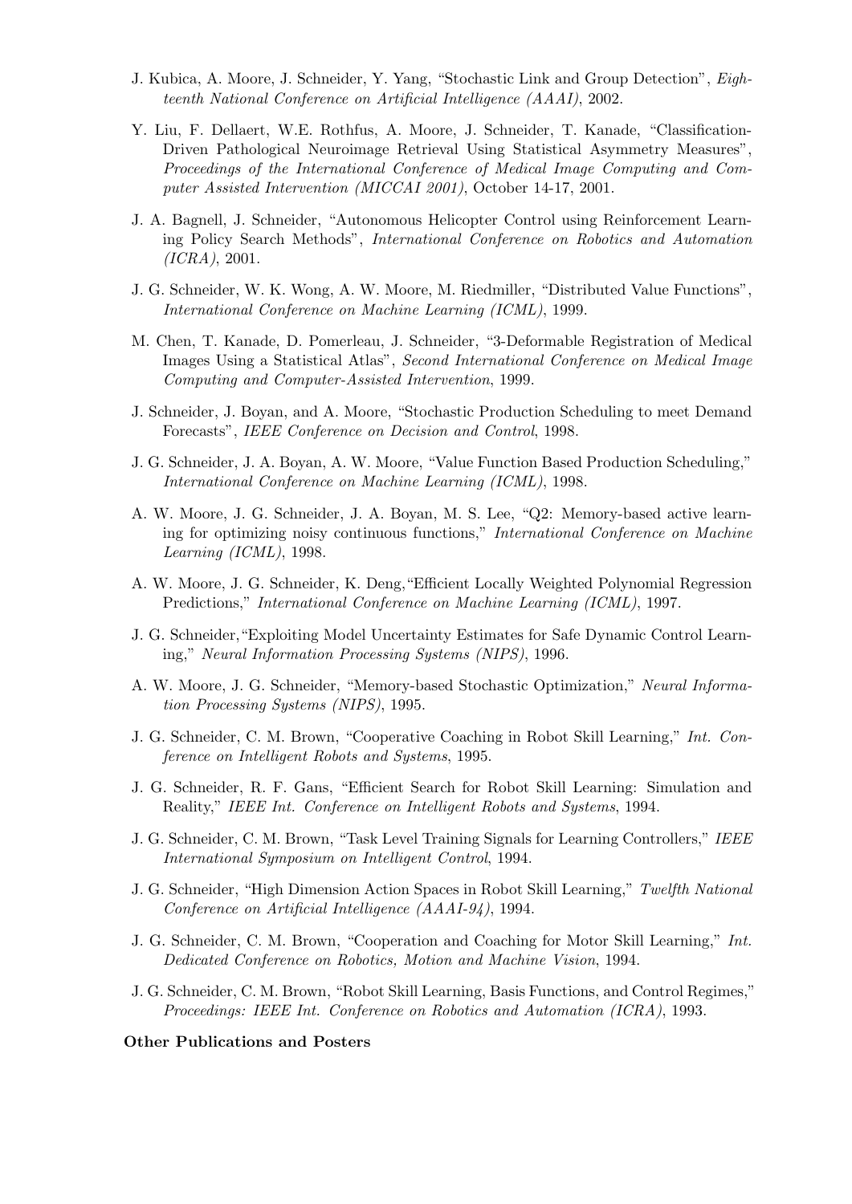J. Kubica, A. Moore, J. Schneider, Y. Yang, "Stochastic Link and Group Detection", *Eighteenth National Conference on Artificial Intelligence (AAAI)*, 2002.

Y. Liu, F. Dellaert, W.E. Rothfus, A. Moore, J. Schneider, T. Kanade, "Classification-Driven Pathological Neuroimage Retrieval Using Statistical Asymmetry Measures", *Proceedings of the International Conference of Medical Image Computing and Computer Assisted Intervention (MICCAI 2001)*, October 14-17, 2001.

J. A. Bagnell, J. Schneider, "Autonomous Helicopter Control using Reinforcement Learning Policy Search Methods", *International Conference on Robotics and Automation (ICRA)*, 2001.

J. G. Schneider, W. K. Wong, A. W. Moore, M. Riedmiller, "Distributed Value Functions", *International Conference on Machine Learning (ICML)*, 1999.

M. Chen, T. Kanade, D. Pomerleau, J. Schneider, "3-Deformable Registration of Medical Images Using a Statistical Atlas", *Second International Conference on Medical Image Computing and Computer-Assisted Intervention*, 1999.

J. Schneider, J. Boyan, and A. Moore, "Stochastic Production Scheduling to meet Demand Forecasts", *IEEE Conference on Decision and Control*, 1998.

J. G. Schneider, J. A. Boyan, A. W. Moore, "Value Function Based Production Scheduling," *International Conference on Machine Learning (ICML)*, 1998.

A. W. Moore, J. G. Schneider, J. A. Boyan, M. S. Lee, "Q2: Memory-based active learning for optimizing noisy continuous functions," *International Conference on Machine Learning (ICML)*, 1998.

A. W. Moore, J. G. Schneider, K. Deng,"Efficient Locally Weighted Polynomial Regression Predictions," *International Conference on Machine Learning (ICML)*, 1997.

J. G. Schneider,"Exploiting Model Uncertainty Estimates for Safe Dynamic Control Learning," *Neural Information Processing Systems (NIPS)*, 1996.

A. W. Moore, J. G. Schneider, "Memory-based Stochastic Optimization," *Neural Information Processing Systems (NIPS)*, 1995.

J. G. Schneider, C. M. Brown, "Cooperative Coaching in Robot Skill Learning," *Int. Conference on Intelligent Robots and Systems*, 1995.

J. G. Schneider, R. F. Gans, "Efficient Search for Robot Skill Learning: Simulation and Reality," *IEEE Int. Conference on Intelligent Robots and Systems*, 1994.

J. G. Schneider, C. M. Brown, "Task Level Training Signals for Learning Controllers," *IEEE International Symposium on Intelligent Control*, 1994.

J. G. Schneider, "High Dimension Action Spaces in Robot Skill Learning," *Twelfth National Conference on Artificial Intelligence (AAAI-94)*, 1994.

J. G. Schneider, C. M. Brown, "Cooperation and Coaching for Motor Skill Learning," *Int. Dedicated Conference on Robotics, Motion and Machine Vision*, 1994.

J. G. Schneider, C. M. Brown, "Robot Skill Learning, Basis Functions, and Control Regimes," *Proceedings: IEEE Int. Conference on Robotics and Automation (ICRA)*, 1993.

**Other Publications and Posters**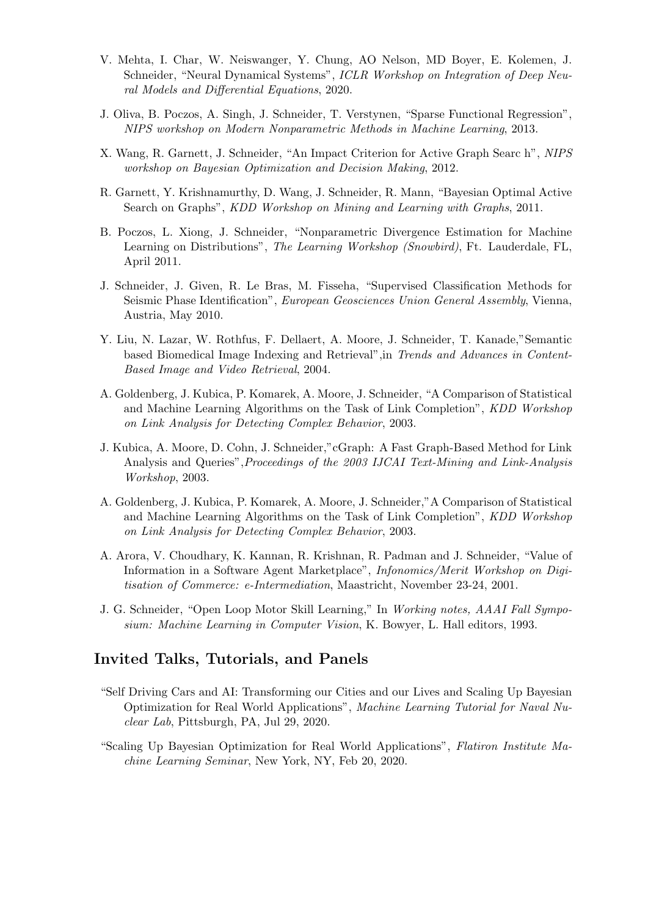V. Mehta, I. Char, W. Neiswanger, Y. Chung, AO Nelson, MD Boyer, E. Kolemen, J. Schneider, "Neural Dynamical Systems", *ICLR Workshop on Integration of Deep Neural Models and Differential Equations*, 2020.

J. Oliva, B. Poczos, A. Singh, J. Schneider, T. Verstynen, "Sparse Functional Regression", *NIPS workshop on Modern Nonparametric Methods in Machine Learning*, 2013.

X. Wang, R. Garnett, J. Schneider, "An Impact Criterion for Active Graph Searc h", *NIPS workshop on Bayesian Optimization and Decision Making*, 2012.

R. Garnett, Y. Krishnamurthy, D. Wang, J. Schneider, R. Mann, "Bayesian Optimal Active Search on Graphs", *KDD Workshop on Mining and Learning with Graphs*, 2011.

B. Poczos, L. Xiong, J. Schneider, "Nonparametric Divergence Estimation for Machine Learning on Distributions", *The Learning Workshop (Snowbird)*, Ft. Lauderdale, FL, April 2011.

J. Schneider, J. Given, R. Le Bras, M. Fisseha, "Supervised Classification Methods for Seismic Phase Identification", *European Geosciences Union General Assembly*, Vienna, Austria, May 2010.

Y. Liu, N. Lazar, W. Rothfus, F. Dellaert, A. Moore, J. Schneider, T. Kanade,"Semantic based Biomedical Image Indexing and Retrieval",in *Trends and Advances in Content-Based Image and Video Retrieval*, 2004.

A. Goldenberg, J. Kubica, P. Komarek, A. Moore, J. Schneider, "A Comparison of Statistical and Machine Learning Algorithms on the Task of Link Completion", *KDD Workshop on Link Analysis for Detecting Complex Behavior*, 2003.

J. Kubica, A. Moore, D. Cohn, J. Schneider,"cGraph: A Fast Graph-Based Method for Link Analysis and Queries",*Proceedings of the 2003 IJCAI Text-Mining and Link-Analysis Workshop*, 2003.

A. Goldenberg, J. Kubica, P. Komarek, A. Moore, J. Schneider,"A Comparison of Statistical and Machine Learning Algorithms on the Task of Link Completion", *KDD Workshop on Link Analysis for Detecting Complex Behavior*, 2003.

A. Arora, V. Choudhary, K. Kannan, R. Krishnan, R. Padman and J. Schneider, "Value of Information in a Software Agent Marketplace", *Infonomics/Merit Workshop on Digitisation of Commerce: e-Intermediation*, Maastricht, November 23-24, 2001.

J. G. Schneider, "Open Loop Motor Skill Learning," In *Working notes, AAAI Fall Symposium: Machine Learning in Computer Vision*, K. Bowyer, L. Hall editors, 1993.

## Invited Talks, Tutorials, and Panels

"Self Driving Cars and AI: Transforming our Cities and our Lives and Scaling Up Bayesian Optimization for Real World Applications", *Machine Learning Tutorial for Naval Nuclear Lab*, Pittsburgh, PA, Jul 29, 2020.

"Scaling Up Bayesian Optimization for Real World Applications", *Flatiron Institute Machine Learning Seminar*, New York, NY, Feb 20, 2020.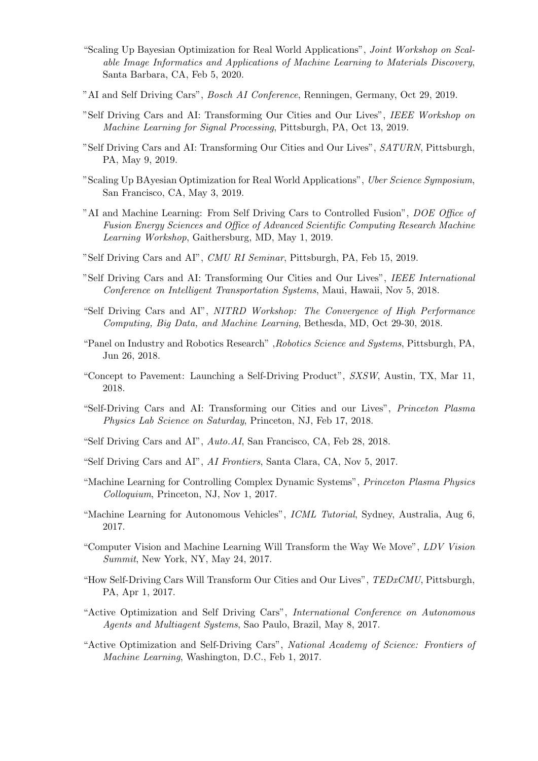"Scaling Up Bayesian Optimization for Real World Applications", *Joint Workshop on Scalable Image Informatics and Applications of Machine Learning to Materials Discovery*, Santa Barbara, CA, Feb 5, 2020.

"AI and Self Driving Cars", *Bosch AI Conference*, Renningen, Germany, Oct 29, 2019.

"Self Driving Cars and AI: Transforming Our Cities and Our Lives", *IEEE Workshop on Machine Learning for Signal Processing*, Pittsburgh, PA, Oct 13, 2019.

"Self Driving Cars and AI: Transforming Our Cities and Our Lives", *SATURN*, Pittsburgh, PA, May 9, 2019.

"Scaling Up BAyesian Optimization for Real World Applications", *Uber Science Symposium*, San Francisco, CA, May 3, 2019.

"AI and Machine Learning: From Self Driving Cars to Controlled Fusion", *DOE Office of Fusion Energy Sciences and Office of Advanced Scientific Computing Research Machine Learning Workshop*, Gaithersburg, MD, May 1, 2019.

"Self Driving Cars and AI", *CMU RI Seminar*, Pittsburgh, PA, Feb 15, 2019.

"Self Driving Cars and AI: Transforming Our Cities and Our Lives", *IEEE International Conference on Intelligent Transportation Systems*, Maui, Hawaii, Nov 5, 2018.

"Self Driving Cars and AI", *NITRD Workshop: The Convergence of High Performance Computing, Big Data, and Machine Learning*, Bethesda, MD, Oct 29-30, 2018.

"Panel on Industry and Robotics Research" ,*Robotics Science and Systems*, Pittsburgh, PA, Jun 26, 2018.

"Concept to Pavement: Launching a Self-Driving Product", *SXSW*, Austin, TX, Mar 11, 2018.

"Self-Driving Cars and AI: Transforming our Cities and our Lives", *Princeton Plasma Physics Lab Science on Saturday*, Princeton, NJ, Feb 17, 2018.

"Self Driving Cars and AI", *Auto.AI*, San Francisco, CA, Feb 28, 2018.

"Self Driving Cars and AI", *AI Frontiers*, Santa Clara, CA, Nov 5, 2017.

"Machine Learning for Controlling Complex Dynamic Systems", *Princeton Plasma Physics Colloquium*, Princeton, NJ, Nov 1, 2017.

"Machine Learning for Autonomous Vehicles", *ICML Tutorial*, Sydney, Australia, Aug 6, 2017.

"Computer Vision and Machine Learning Will Transform the Way We Move", *LDV Vision Summit*, New York, NY, May 24, 2017.

"How Self-Driving Cars Will Transform Our Cities and Our Lives", *TEDxCMU*, Pittsburgh, PA, Apr 1, 2017.

"Active Optimization and Self Driving Cars", *International Conference on Autonomous Agents and Multiagent Systems*, Sao Paulo, Brazil, May 8, 2017.

"Active Optimization and Self-Driving Cars", *National Academy of Science: Frontiers of Machine Learning*, Washington, D.C., Feb 1, 2017.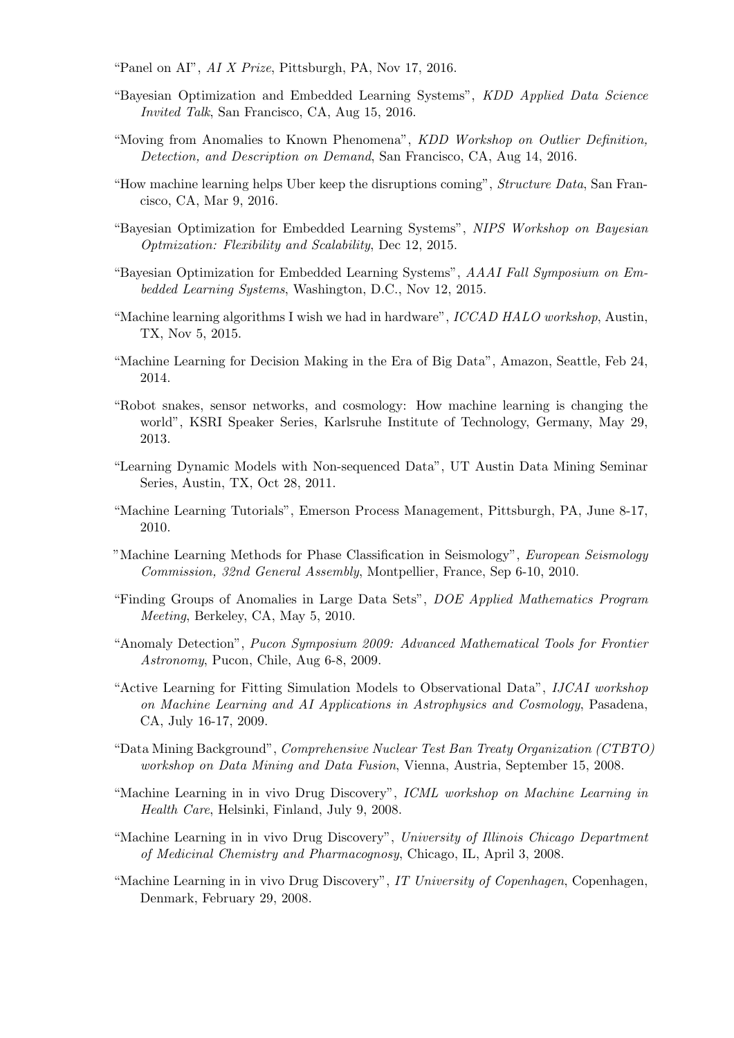"Panel on AI", *AI X Prize*, Pittsburgh, PA, Nov 17, 2016.

"Bayesian Optimization and Embedded Learning Systems", *KDD Applied Data Science Invited Talk*, San Francisco, CA, Aug 15, 2016.

"Moving from Anomalies to Known Phenomena", *KDD Workshop on Outlier Definition, Detection, and Description on Demand*, San Francisco, CA, Aug 14, 2016.

"How machine learning helps Uber keep the disruptions coming", *Structure Data*, San Francisco, CA, Mar 9, 2016.

"Bayesian Optimization for Embedded Learning Systems", *NIPS Workshop on Bayesian Optmization: Flexibility and Scalability*, Dec 12, 2015.

"Bayesian Optimization for Embedded Learning Systems", *AAAI Fall Symposium on Embedded Learning Systems*, Washington, D.C., Nov 12, 2015.

"Machine learning algorithms I wish we had in hardware", *ICCAD HALO workshop*, Austin, TX, Nov 5, 2015.

"Machine Learning for Decision Making in the Era of Big Data", Amazon, Seattle, Feb 24, 2014.

"Robot snakes, sensor networks, and cosmology: How machine learning is changing the world", KSRI Speaker Series, Karlsruhe Institute of Technology, Germany, May 29, 2013.

"Learning Dynamic Models with Non-sequenced Data", UT Austin Data Mining Seminar Series, Austin, TX, Oct 28, 2011.

"Machine Learning Tutorials", Emerson Process Management, Pittsburgh, PA, June 8-17, 2010.

"Machine Learning Methods for Phase Classification in Seismology", *European Seismology Commission, 32nd General Assembly*, Montpellier, France, Sep 6-10, 2010.

"Finding Groups of Anomalies in Large Data Sets", *DOE Applied Mathematics Program Meeting*, Berkeley, CA, May 5, 2010.

"Anomaly Detection", *Pucon Symposium 2009: Advanced Mathematical Tools for Frontier Astronomy*, Pucon, Chile, Aug 6-8, 2009.

"Active Learning for Fitting Simulation Models to Observational Data", *IJCAI workshop on Machine Learning and AI Applications in Astrophysics and Cosmology*, Pasadena, CA, July 16-17, 2009.

"Data Mining Background", *Comprehensive Nuclear Test Ban Treaty Organization (CTBTO) workshop on Data Mining and Data Fusion*, Vienna, Austria, September 15, 2008.

"Machine Learning in in vivo Drug Discovery", *ICML workshop on Machine Learning in Health Care*, Helsinki, Finland, July 9, 2008.

"Machine Learning in in vivo Drug Discovery", *University of Illinois Chicago Department of Medicinal Chemistry and Pharmacognosy*, Chicago, IL, April 3, 2008.

"Machine Learning in in vivo Drug Discovery", *IT University of Copenhagen*, Copenhagen, Denmark, February 29, 2008.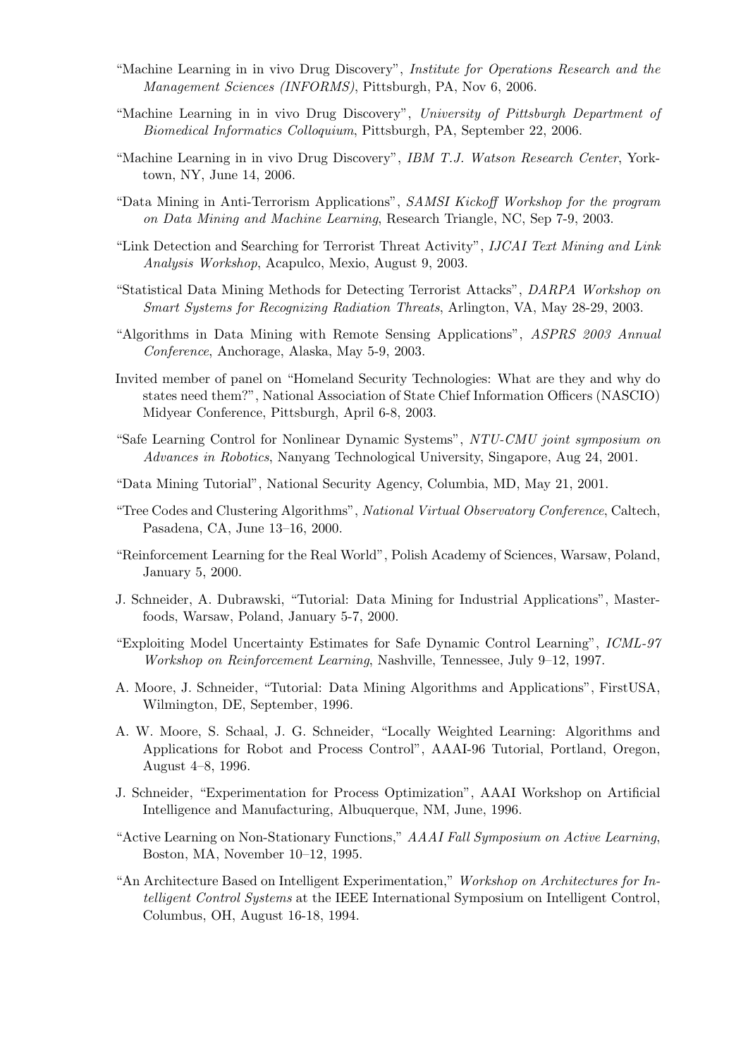"Machine Learning in in vivo Drug Discovery", *Institute for Operations Research and the Management Sciences (INFORMS)*, Pittsburgh, PA, Nov 6, 2006.

"Machine Learning in in vivo Drug Discovery", *University of Pittsburgh Department of Biomedical Informatics Colloquium*, Pittsburgh, PA, September 22, 2006.

"Machine Learning in in vivo Drug Discovery", *IBM T.J. Watson Research Center*, Yorktown, NY, June 14, 2006.

"Data Mining in Anti-Terrorism Applications", *SAMSI Kickoff Workshop for the program on Data Mining and Machine Learning*, Research Triangle, NC, Sep 7-9, 2003.

"Link Detection and Searching for Terrorist Threat Activity", *IJCAI Text Mining and Link Analysis Workshop*, Acapulco, Mexio, August 9, 2003.

"Statistical Data Mining Methods for Detecting Terrorist Attacks", *DARPA Workshop on Smart Systems for Recognizing Radiation Threats*, Arlington, VA, May 28-29, 2003.

"Algorithms in Data Mining with Remote Sensing Applications", *ASPRS 2003 Annual Conference*, Anchorage, Alaska, May 5-9, 2003.

Invited member of panel on "Homeland Security Technologies: What are they and why do states need them?", National Association of State Chief Information Officers (NASCIO) Midyear Conference, Pittsburgh, April 6-8, 2003.

"Safe Learning Control for Nonlinear Dynamic Systems", *NTU-CMU joint symposium on Advances in Robotics*, Nanyang Technological University, Singapore, Aug 24, 2001.

"Data Mining Tutorial", National Security Agency, Columbia, MD, May 21, 2001.

"Tree Codes and Clustering Algorithms", *National Virtual Observatory Conference*, Caltech, Pasadena, CA, June 13–16, 2000.

"Reinforcement Learning for the Real World", Polish Academy of Sciences, Warsaw, Poland, January 5, 2000.

J. Schneider, A. Dubrawski, "Tutorial: Data Mining for Industrial Applications", Masterfoods, Warsaw, Poland, January 5-7, 2000.

"Exploiting Model Uncertainty Estimates for Safe Dynamic Control Learning", *ICML-97 Workshop on Reinforcement Learning*, Nashville, Tennessee, July 9–12, 1997.

A. Moore, J. Schneider, "Tutorial: Data Mining Algorithms and Applications", FirstUSA, Wilmington, DE, September, 1996.

A. W. Moore, S. Schaal, J. G. Schneider, "Locally Weighted Learning: Algorithms and Applications for Robot and Process Control", AAAI-96 Tutorial, Portland, Oregon, August 4–8, 1996.

J. Schneider, "Experimentation for Process Optimization", AAAI Workshop on Artificial Intelligence and Manufacturing, Albuquerque, NM, June, 1996.

"Active Learning on Non-Stationary Functions," *AAAI Fall Symposium on Active Learning*, Boston, MA, November 10–12, 1995.

"An Architecture Based on Intelligent Experimentation," *Workshop on Architectures for Intelligent Control Systems* at the IEEE International Symposium on Intelligent Control, Columbus, OH, August 16-18, 1994.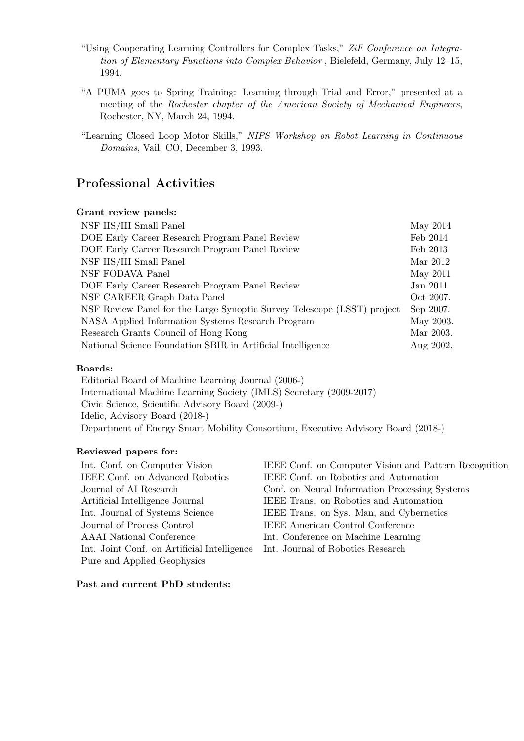"Using Cooperating Learning Controllers for Complex Tasks," *ZiF Conference on Integration of Elementary Functions into Complex Behavior* , Bielefeld, Germany, July 12–15, 1994.

"A PUMA goes to Spring Training: Learning through Trial and Error," presented at a meeting of the *Rochester chapter of the American Society of Mechanical Engineers*, Rochester, NY, March 24, 1994.

"Learning Closed Loop Motor Skills," *NIPS Workshop on Robot Learning in Continuous Domains*, Vail, CO, December 3, 1993.

## Professional Activities

**Grant review panels:**

| | |
|---|---|
| NSF IIS/III Small Panel | May 2014 |
| DOE Early Career Research Program Panel Review | Feb 2014 |
| DOE Early Career Research Program Panel Review | Feb 2013 |
| NSF IIS/III Small Panel | Mar 2012 |
| NSF FODAVA Panel | May 2011 |
| DOE Early Career Research Program Panel Review | Jan 2011 |
| NSF CAREER Graph Data Panel | Oct 2007. |
| NSF Review Panel for the Large Synoptic Survey Telescope (LSST) project | Sep 2007. |
| NASA Applied Information Systems Research Program | May 2003. |
| Research Grants Council of Hong Kong | Mar 2003. |
| National Science Foundation SBIR in Artificial Intelligence | Aug 2002. |

**Boards:**

Editorial Board of Machine Learning Journal (2006-)
International Machine Learning Society (IMLS) Secretary (2009-2017)
Civic Science, Scientific Advisory Board (2009-)
Idelic, Advisory Board (2018-)
Department of Energy Smart Mobility Consortium, Executive Advisory Board (2018-)

**Reviewed papers for:**

Int. Conf. on Computer Vision
IEEE Conf. on Advanced Robotics
Journal of AI Research
Artificial Intelligence Journal
Int. Journal of Systems Science
Journal of Process Control
AAAI National Conference
Int. Joint Conf. on Artificial Intelligence
Pure and Applied Geophysics
IEEE Conf. on Computer Vision and Pattern Recognition
IEEE Conf. on Robotics and Automation
Conf. on Neural Information Processing Systems
IEEE Trans. on Robotics and Automation
IEEE Trans. on Sys. Man, and Cybernetics
IEEE American Control Conference
Int. Conference on Machine Learning
Int. Journal of Robotics Research

**Past and current PhD students:**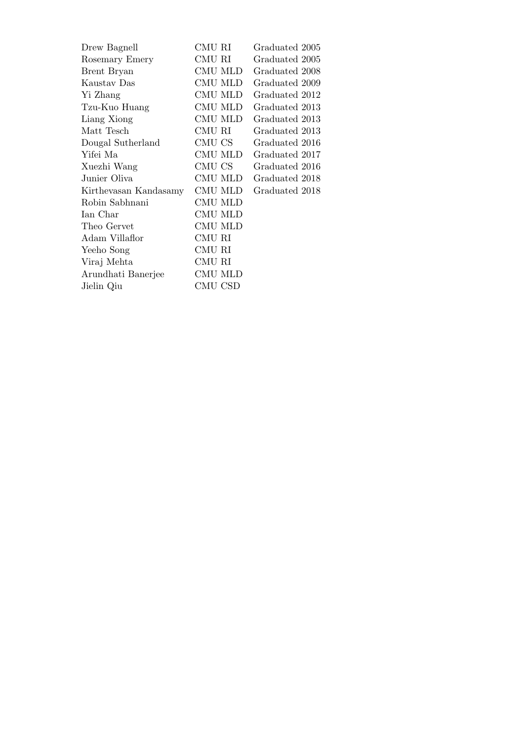| | | |
|---|---|---|
| Drew Bagnell | CMU RI | Graduated 2005 |
| Rosemary Emery | CMU RI | Graduated 2005 |
| Brent Bryan | CMU MLD | Graduated 2008 |
| Kaustav Das | CMU MLD | Graduated 2009 |
| Yi Zhang | CMU MLD | Graduated 2012 |
| Tzu-Kuo Huang | CMU MLD | Graduated 2013 |
| Liang Xiong | CMU MLD | Graduated 2013 |
| Matt Tesch | CMU RI | Graduated 2013 |
| Dougal Sutherland | CMU CS | Graduated 2016 |
| Yifei Ma | CMU MLD | Graduated 2017 |
| Xuezhi Wang | CMU CS | Graduated 2016 |
| Junier Oliva | CMU MLD | Graduated 2018 |
| Kirthevasan Kandasamy | CMU MLD | Graduated 2018 |
| Robin Sabhnani | CMU MLD | |
| Ian Char | CMU MLD | |
| Theo Gervet | CMU MLD | |
| Adam Villaflor | CMU RI | |
| Yeeho Song | CMU RI | |
| Viraj Mehta | CMU RI | |
| Arundhati Banerjee | CMU MLD | |
| Jielin Qiu | CMU CSD | |